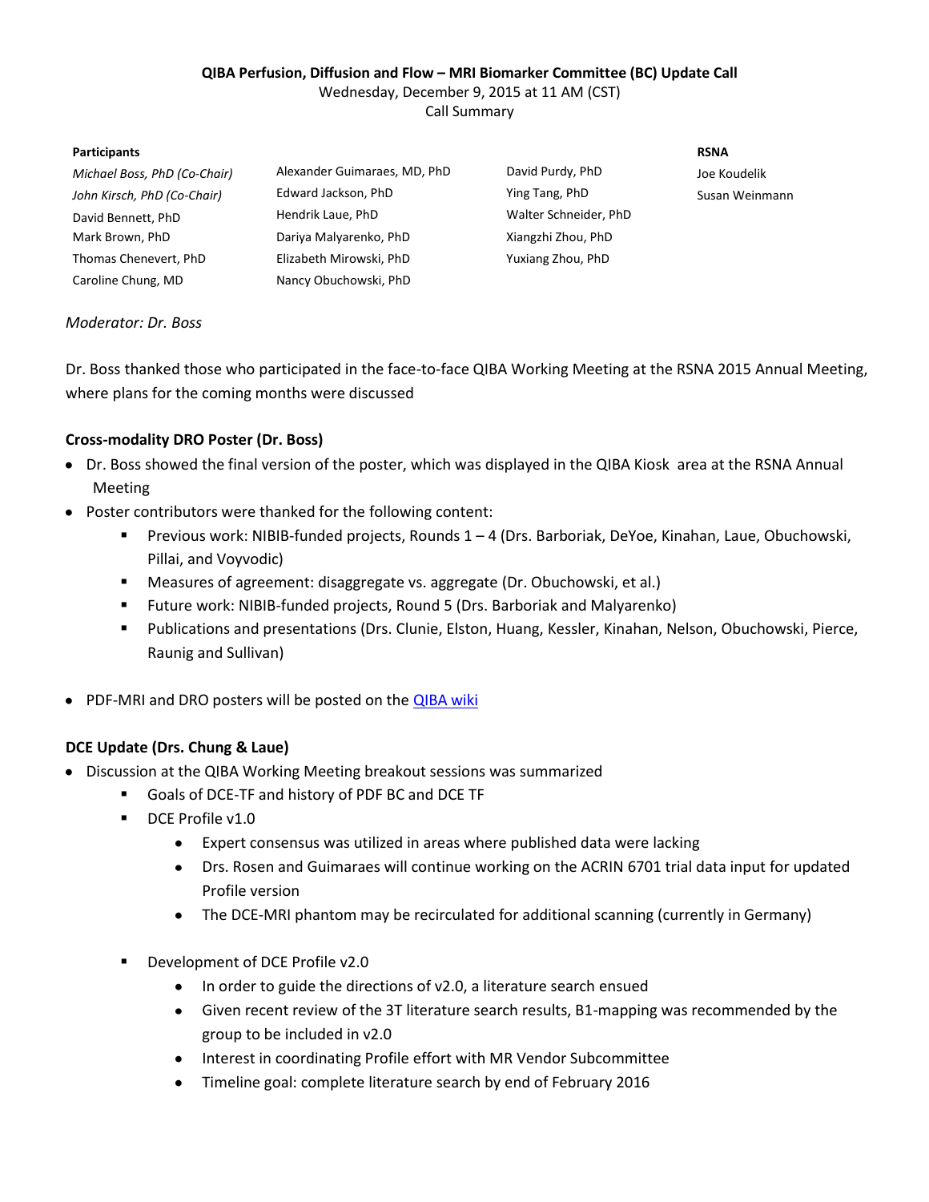**QIBA Perfusion, Diffusion and Flow – MRI Biomarker Committee (BC) Update Call**

Wednesday, December 9, 2015 at 11 AM (CST)

Call Summary

| Participants | | | RSNA |
|---|---|---|---|
| *Michael Boss, PhD (Co-Chair)* | Alexander Guimaraes, MD, PhD | David Purdy, PhD | Joe Koudelik |
| *John Kirsch, PhD (Co-Chair)* | Edward Jackson, PhD | Ying Tang, PhD | Susan Weinmann |
| David Bennett, PhD | Hendrik Laue, PhD | Walter Schneider, PhD | |
| Mark Brown, PhD | Dariya Malyarenko, PhD | Xiangzhi Zhou, PhD | |
| Thomas Chenevert, PhD | Elizabeth Mirowski, PhD | Yuxiang Zhou, PhD | |
| Caroline Chung, MD | Nancy Obuchowski, PhD | | |

*Moderator: Dr. Boss*

Dr. Boss thanked those who participated in the face-to-face QIBA Working Meeting at the RSNA 2015 Annual Meeting, where plans for the coming months were discussed

**Cross-modality DRO Poster (Dr. Boss)**

- Dr. Boss showed the final version of the poster, which was displayed in the QIBA Kiosk area at the RSNA Annual Meeting
- Poster contributors were thanked for the following content:
  - Previous work: NIBIB-funded projects, Rounds 1 – 4 (Drs. Barboriak, DeYoe, Kinahan, Laue, Obuchowski, Pillai, and Voyvodic)
  - Measures of agreement: disaggregate vs. aggregate (Dr. Obuchowski, et al.)
  - Future work: NIBIB-funded projects, Round 5 (Drs. Barboriak and Malyarenko)
  - Publications and presentations (Drs. Clunie, Elston, Huang, Kessler, Kinahan, Nelson, Obuchowski, Pierce, Raunig and Sullivan)
- PDF-MRI and DRO posters will be posted on the QIBA wiki

**DCE Update (Drs. Chung & Laue)**

- Discussion at the QIBA Working Meeting breakout sessions was summarized
  - Goals of DCE-TF and history of PDF BC and DCE TF
  - DCE Profile v1.0
    - Expert consensus was utilized in areas where published data were lacking
    - Drs. Rosen and Guimaraes will continue working on the ACRIN 6701 trial data input for updated Profile version
    - The DCE-MRI phantom may be recirculated for additional scanning (currently in Germany)
  - Development of DCE Profile v2.0
    - In order to guide the directions of v2.0, a literature search ensued
    - Given recent review of the 3T literature search results, B1-mapping was recommended by the group to be included in v2.0
    - Interest in coordinating Profile effort with MR Vendor Subcommittee
    - Timeline goal: complete literature search by end of February 2016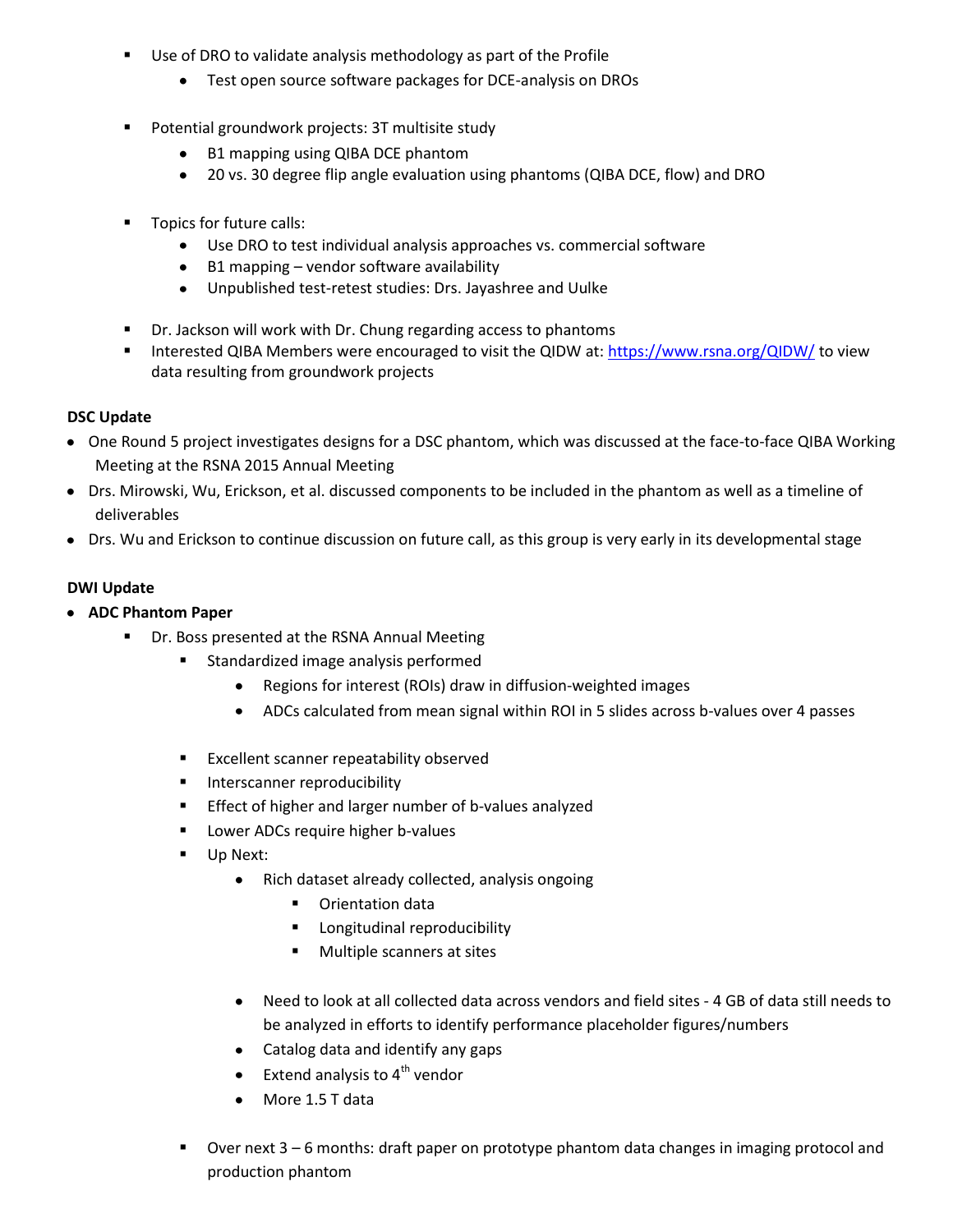- Use of DRO to validate analysis methodology as part of the Profile
    - Test open source software packages for DCE-analysis on DROs

- Potential groundwork projects: 3T multisite study
    - B1 mapping using QIBA DCE phantom
    - 20 vs. 30 degree flip angle evaluation using phantoms (QIBA DCE, flow) and DRO

- Topics for future calls:
    - Use DRO to test individual analysis approaches vs. commercial software
    - B1 mapping – vendor software availability
    - Unpublished test-retest studies: Drs. Jayashree and Uulke

- Dr. Jackson will work with Dr. Chung regarding access to phantoms
- Interested QIBA Members were encouraged to visit the QIDW at: https://www.rsna.org/QIDW/ to view data resulting from groundwork projects

**DSC Update**

- One Round 5 project investigates designs for a DSC phantom, which was discussed at the face-to-face QIBA Working Meeting at the RSNA 2015 Annual Meeting
- Drs. Mirowski, Wu, Erickson, et al. discussed components to be included in the phantom as well as a timeline of deliverables
- Drs. Wu and Erickson to continue discussion on future call, as this group is very early in its developmental stage

**DWI Update**

- **ADC Phantom Paper**
    - Dr. Boss presented at the RSNA Annual Meeting
        - Standardized image analysis performed
            - Regions for interest (ROIs) draw in diffusion-weighted images
            - ADCs calculated from mean signal within ROI in 5 slides across b-values over 4 passes

        - Excellent scanner repeatability observed
        - Interscanner reproducibility
        - Effect of higher and larger number of b-values analyzed
        - Lower ADCs require higher b-values
        - Up Next:
            - Rich dataset already collected, analysis ongoing
                - Orientation data
                - Longitudinal reproducibility
                - Multiple scanners at sites

            - Need to look at all collected data across vendors and field sites - 4 GB of data still needs to be analyzed in efforts to identify performance placeholder figures/numbers
            - Catalog data and identify any gaps
            - Extend analysis to 4th vendor
            - More 1.5 T data

        - Over next 3 – 6 months: draft paper on prototype phantom data changes in imaging protocol and production phantom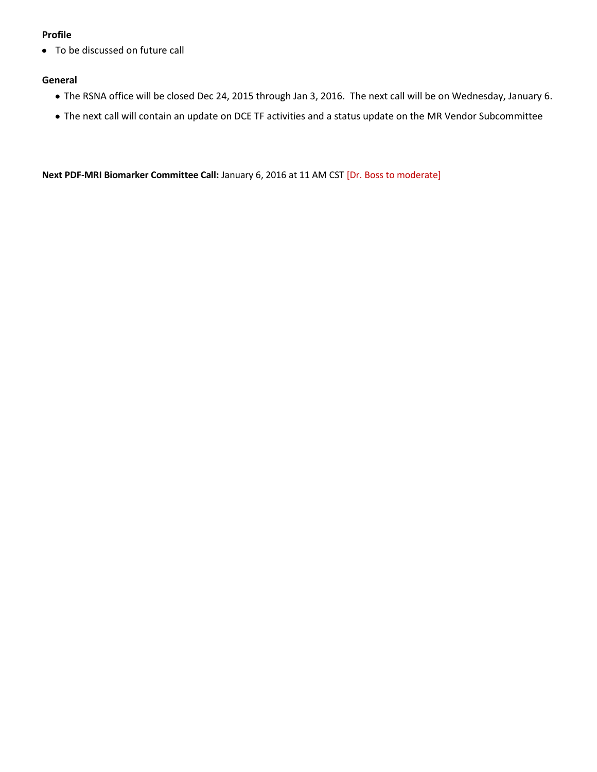**Profile**

- To be discussed on future call

**General**

- The RSNA office will be closed Dec 24, 2015 through Jan 3, 2016. The next call will be on Wednesday, January 6.
- The next call will contain an update on DCE TF activities and a status update on the MR Vendor Subcommittee

**Next PDF-MRI Biomarker Committee Call:** January 6, 2016 at 11 AM CST [Dr. Boss to moderate]